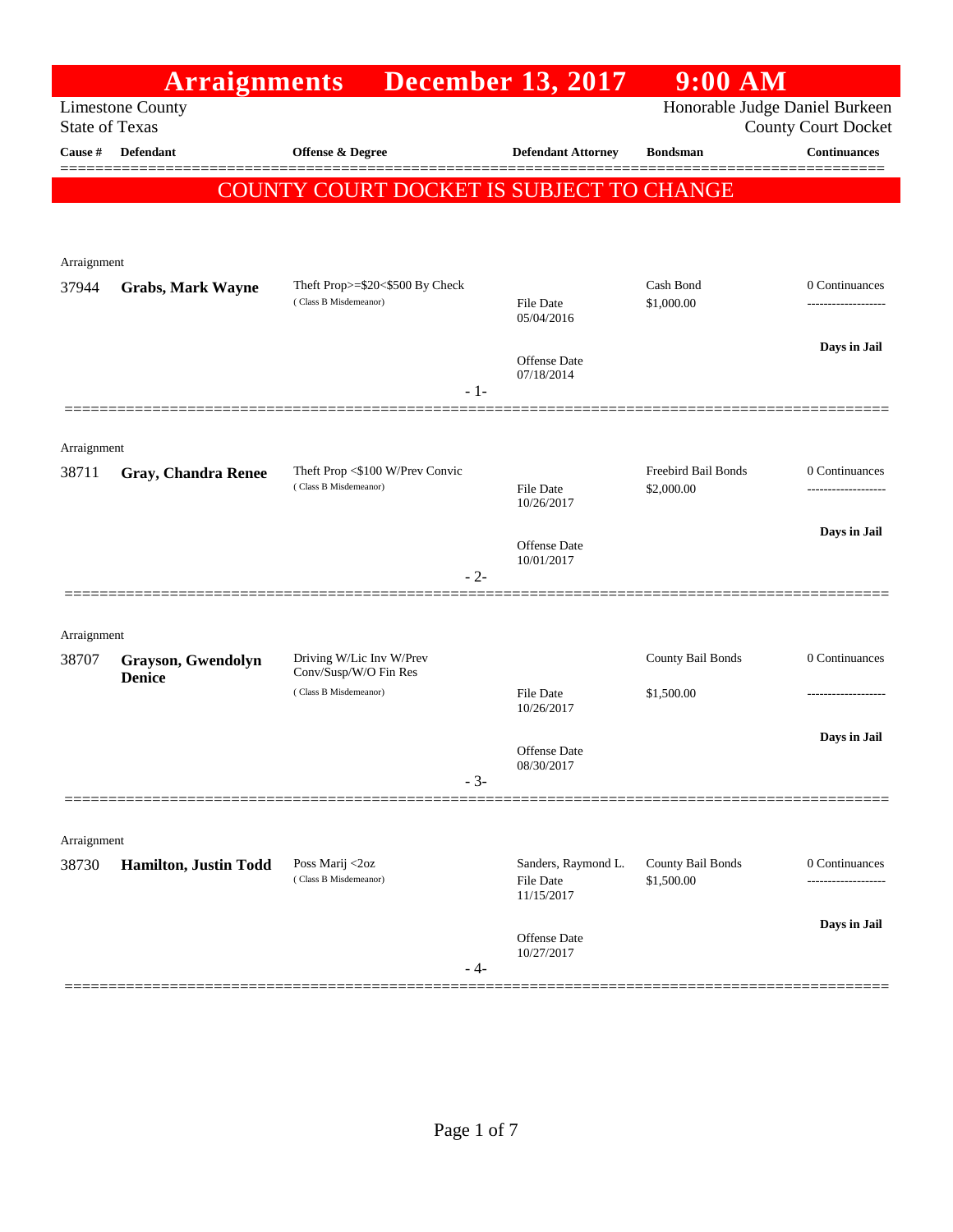# Arraignments December 13, 2017 9:00 AM

Limestone County
State of Texas

Honorable Judge Daniel Burkeen
County Court Docket

**COUNTY COURT DOCKET IS SUBJECT TO CHANGE**

| Cause # | Defendant | Offense & Degree | Defendant Attorney | Bondsman | Continuances |
|---|---|---|---|---|---|
| Arraignment | | | | | |
| 37944 | **Grabs, Mark Wayne** | Theft Prop>=$20<$500 By Check (Class B Misdemeanor) | File Date 05/04/2016; Offense Date 07/18/2014 | Cash Bond $1,000.00 | 0 Continuances; Days in Jail |
| Arraignment | | | | | |
| 38711 | **Gray, Chandra Renee** | Theft Prop <$100 W/Prev Convic (Class B Misdemeanor) | File Date 10/26/2017; Offense Date 10/01/2017 | Freebird Bail Bonds $2,000.00 | 0 Continuances; Days in Jail |
| Arraignment | | | | | |
| 38707 | **Grayson, Gwendolyn Denice** | Driving W/Lic Inv W/Prev Conv/Susp/W/O Fin Res (Class B Misdemeanor) | File Date 10/26/2017; Offense Date 08/30/2017 | County Bail Bonds $1,500.00 | 0 Continuances; Days in Jail |
| Arraignment | | | | | |
| 38730 | **Hamilton, Justin Todd** | Poss Marij <2oz (Class B Misdemeanor) | Sanders, Raymond L.; File Date 11/15/2017; Offense Date 10/27/2017 | County Bail Bonds $1,500.00 | 0 Continuances; Days in Jail |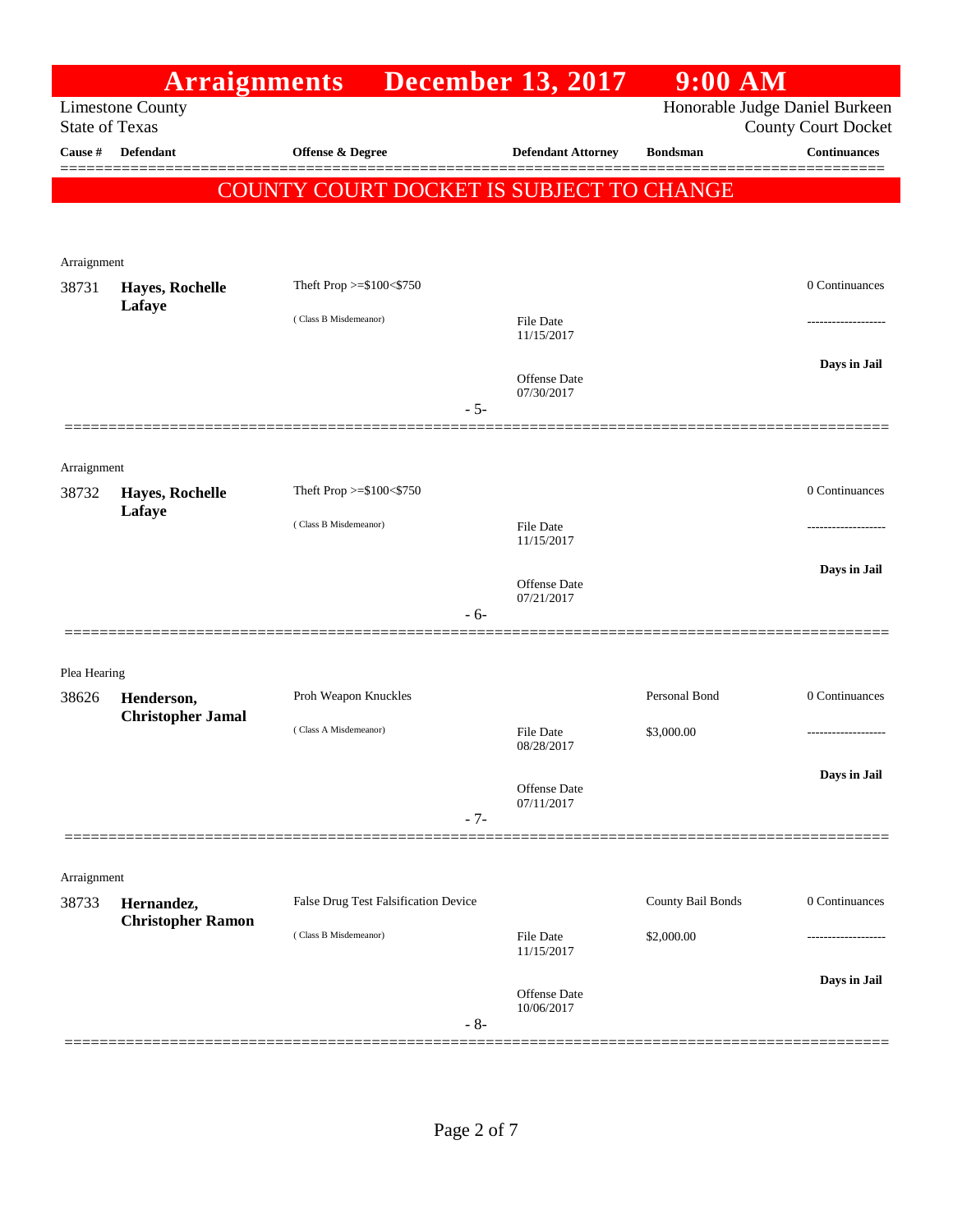# Arraignments December 13, 2017 9:00 AM

Limestone County
State of Texas

Honorable Judge Daniel Burkeen
County Court Docket

| Cause # | Defendant | Offense & Degree | Defendant Attorney | Bondsman | Continuances |
|---|---|---|---|---|---|

## COUNTY COURT DOCKET IS SUBJECT TO CHANGE

Arraignment

| Cause # | Defendant | Offense & Degree | Defendant Attorney | Bondsman | Continuances |
|---|---|---|---|---|---|
| 38731 | **Hayes, Rochelle Lafaye** | Theft Prop >=$100<$750 (Class B Misdemeanor) | File Date 11/15/2017; Offense Date 07/30/2017 | | 0 Continuances; ------------------; **Days in Jail** |

- 5-

Arraignment

| Cause # | Defendant | Offense & Degree | Defendant Attorney | Bondsman | Continuances |
|---|---|---|---|---|---|
| 38732 | **Hayes, Rochelle Lafaye** | Theft Prop >=$100<$750 (Class B Misdemeanor) | File Date 11/15/2017; Offense Date 07/21/2017 | | 0 Continuances; ------------------; **Days in Jail** |

- 6-

Plea Hearing

| Cause # | Defendant | Offense & Degree | Defendant Attorney | Bondsman | Continuances |
|---|---|---|---|---|---|
| 38626 | **Henderson, Christopher Jamal** | Proh Weapon Knuckles (Class A Misdemeanor) | File Date 08/28/2017; Offense Date 07/11/2017 | Personal Bond $3,000.00 | 0 Continuances; ------------------; **Days in Jail** |

- 7-

Arraignment

| Cause # | Defendant | Offense & Degree | Defendant Attorney | Bondsman | Continuances |
|---|---|---|---|---|---|
| 38733 | **Hernandez, Christopher Ramon** | False Drug Test Falsification Device (Class B Misdemeanor) | File Date 11/15/2017; Offense Date 10/06/2017 | County Bail Bonds $2,000.00 | 0 Continuances; ------------------; **Days in Jail** |

- 8-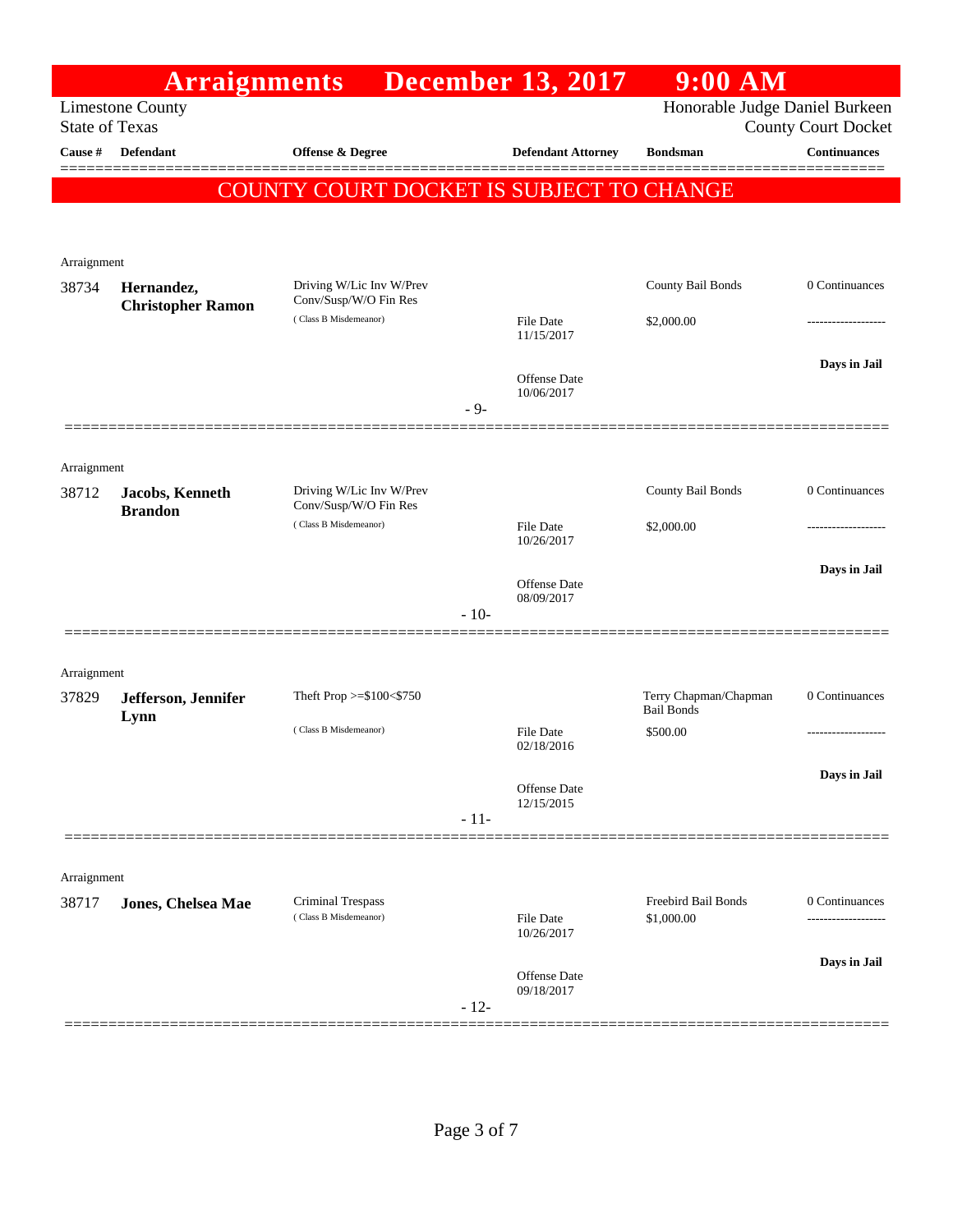# Arraignments December 13, 2017 9:00 AM

Limestone County
State of Texas

Honorable Judge Daniel Burkeen
County Court Docket

**COUNTY COURT DOCKET IS SUBJECT TO CHANGE**

| Cause # | Defendant | Offense & Degree | Defendant Attorney | Bondsman | Continuances |
|---|---|---|---|---|---|
| Arraignment | | | | | |
| 38734 | **Hernandez, Christopher Ramon** | Driving W/Lic Inv W/Prev Conv/Susp/W/O Fin Res (Class B Misdemeanor) | File Date 11/15/2017<br>Offense Date 10/06/2017 | County Bail Bonds<br>$2,000.00 | 0 Continuances<br>-------------------<br>**Days in Jail** |
| | | | - 9- | | |
| Arraignment | | | | | |
| 38712 | **Jacobs, Kenneth Brandon** | Driving W/Lic Inv W/Prev Conv/Susp/W/O Fin Res (Class B Misdemeanor) | File Date 10/26/2017<br>Offense Date 08/09/2017 | County Bail Bonds<br>$2,000.00 | 0 Continuances<br>-------------------<br>**Days in Jail** |
| | | | - 10- | | |
| Arraignment | | | | | |
| 37829 | **Jefferson, Jennifer Lynn** | Theft Prop >=$100<$750 (Class B Misdemeanor) | File Date 02/18/2016<br>Offense Date 12/15/2015 | Terry Chapman/Chapman Bail Bonds<br>$500.00 | 0 Continuances<br>-------------------<br>**Days in Jail** |
| | | | - 11- | | |
| Arraignment | | | | | |
| 38717 | **Jones, Chelsea Mae** | Criminal Trespass (Class B Misdemeanor) | File Date 10/26/2017<br>Offense Date 09/18/2017 | Freebird Bail Bonds<br>$1,000.00 | 0 Continuances<br>-------------------<br>**Days in Jail** |
| | | | - 12- | | |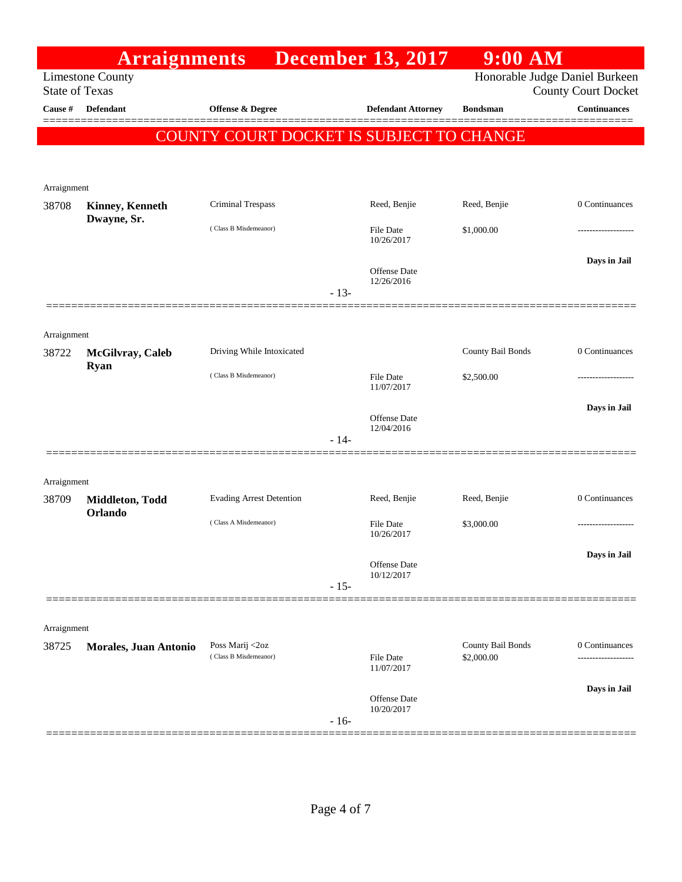# Arraignments December 13, 2017 9:00 AM

Limestone County
State of Texas

Honorable Judge Daniel Burkeen
County Court Docket

**COUNTY COURT DOCKET IS SUBJECT TO CHANGE**

| Cause # | Defendant | Offense & Degree | Defendant Attorney | Bondsman | Continuances |
|---|---|---|---|---|---|
| Arraignment | | | | | |
| 38708 | **Kinney, Kenneth Dwayne, Sr.** | Criminal Trespass (Class B Misdemeanor) | Reed, Benjie<br>File Date 10/26/2017<br>Offense Date 12/26/2016 | Reed, Benjie<br>$1,000.00 | 0 Continuances<br>-------------------<br>**Days in Jail** |
| | | | - 13- | | |
| Arraignment | | | | | |
| 38722 | **McGilvray, Caleb Ryan** | Driving While Intoxicated (Class B Misdemeanor) | File Date 11/07/2017<br>Offense Date 12/04/2016 | County Bail Bonds<br>$2,500.00 | 0 Continuances<br>-------------------<br>**Days in Jail** |
| | | | - 14- | | |
| Arraignment | | | | | |
| 38709 | **Middleton, Todd Orlando** | Evading Arrest Detention (Class A Misdemeanor) | Reed, Benjie<br>File Date 10/26/2017<br>Offense Date 10/12/2017 | Reed, Benjie<br>$3,000.00 | 0 Continuances<br>-------------------<br>**Days in Jail** |
| | | | - 15- | | |
| Arraignment | | | | | |
| 38725 | **Morales, Juan Antonio** | Poss Marij <2oz (Class B Misdemeanor) | File Date 11/07/2017<br>Offense Date 10/20/2017 | County Bail Bonds<br>$2,000.00 | 0 Continuances<br>-------------------<br>**Days in Jail** |
| | | | - 16- | | |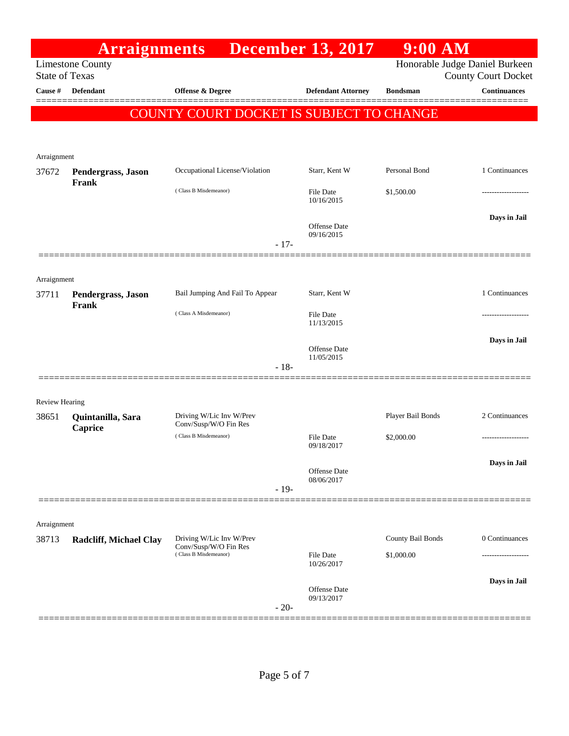# Arraignments December 13, 2017 9:00 AM

Limestone County
State of Texas

Honorable Judge Daniel Burkeen
County Court Docket

**COUNTY COURT DOCKET IS SUBJECT TO CHANGE**

| Cause # | Defendant | Offense & Degree | Defendant Attorney | Bondsman | Continuances |
|---|---|---|---|---|---|
| Arraignment | | | | | |
| 37672 | **Pendergrass, Jason Frank** | Occupational License/Violation (Class B Misdemeanor) | Starr, Kent W<br>File Date 10/16/2015<br>Offense Date 09/16/2015 | Personal Bond<br>$1,500.00 | 1 Continuances<br>-------------------<br>**Days in Jail** |
| | | - 17- | | | |
| Arraignment | | | | | |
| 37711 | **Pendergrass, Jason Frank** | Bail Jumping And Fail To Appear (Class A Misdemeanor) | Starr, Kent W<br>File Date 11/13/2015<br>Offense Date 11/05/2015 | | 1 Continuances<br>-------------------<br>**Days in Jail** |
| | | - 18- | | | |
| Review Hearing | | | | | |
| 38651 | **Quintanilla, Sara Caprice** | Driving W/Lic Inv W/Prev Conv/Susp/W/O Fin Res (Class B Misdemeanor) | File Date 09/18/2017<br>Offense Date 08/06/2017 | Player Bail Bonds<br>$2,000.00 | 2 Continuances<br>-------------------<br>**Days in Jail** |
| | | - 19- | | | |
| Arraignment | | | | | |
| 38713 | **Radcliff, Michael Clay** | Driving W/Lic Inv W/Prev Conv/Susp/W/O Fin Res (Class B Misdemeanor) | File Date 10/26/2017<br>Offense Date 09/13/2017 | County Bail Bonds<br>$1,000.00 | 0 Continuances<br>-------------------<br>**Days in Jail** |
| | | - 20- | | | |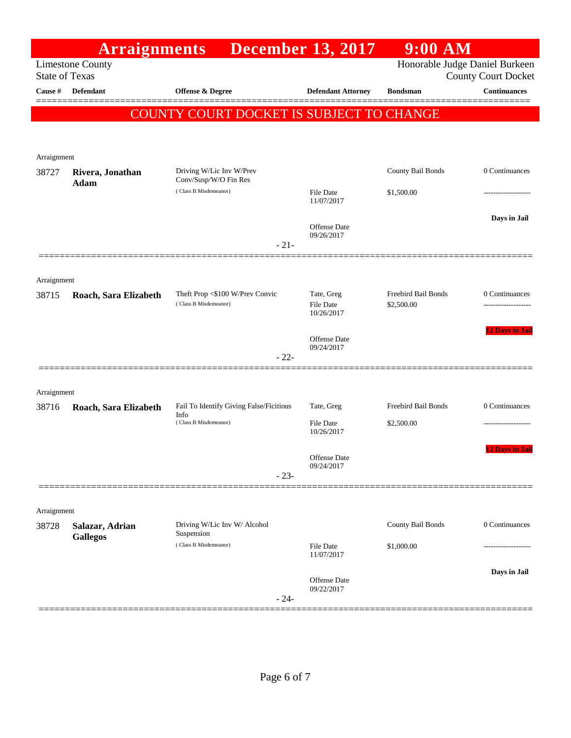# Arraignments December 13, 2017 9:00 AM

Limestone County
State of Texas

Honorable Judge Daniel Burkeen
County Court Docket

| Cause # | Defendant | Offense & Degree | Defendant Attorney | Bondsman | Continuances |
|---|---|---|---|---|---|

**COUNTY COURT DOCKET IS SUBJECT TO CHANGE**

Arraignment

| Cause # | Defendant | Offense & Degree | Defendant Attorney | Bondsman | Continuances |
|---|---|---|---|---|---|
| 38727 | **Rivera, Jonathan Adam** | Driving W/Lic Inv W/Prev Conv/Susp/W/O Fin Res ( Class B Misdemeanor) | File Date 11/07/2017<br>Offense Date 09/26/2017 | County Bail Bonds<br>$1,500.00 | 0 Continuances<br>-------------------<br>**Days in Jail** |

- 21-

Arraignment

| Cause # | Defendant | Offense & Degree | Defendant Attorney | Bondsman | Continuances |
|---|---|---|---|---|---|
| 38715 | **Roach, Sara Elizabeth** | Theft Prop <$100 W/Prev Convic ( Class B Misdemeanor) | Tate, Greg<br>File Date 10/26/2017<br>Offense Date 09/24/2017 | Freebird Bail Bonds<br>$2,500.00 | 0 Continuances<br>-------------------<br>**12 Days in Jail** |

- 22-

Arraignment

| Cause # | Defendant | Offense & Degree | Defendant Attorney | Bondsman | Continuances |
|---|---|---|---|---|---|
| 38716 | **Roach, Sara Elizabeth** | Fail To Identify Giving False/Ficitious Info ( Class B Misdemeanor) | Tate, Greg<br>File Date 10/26/2017<br>Offense Date 09/24/2017 | Freebird Bail Bonds<br>$2,500.00 | 0 Continuances<br>-------------------<br>**12 Days in Jail** |

- 23-

Arraignment

| Cause # | Defendant | Offense & Degree | Defendant Attorney | Bondsman | Continuances |
|---|---|---|---|---|---|
| 38728 | **Salazar, Adrian Gallegos** | Driving W/Lic Inv W/ Alcohol Suspension ( Class B Misdemeanor) | File Date 11/07/2017<br>Offense Date 09/22/2017 | County Bail Bonds<br>$1,000.00 | 0 Continuances<br>-------------------<br>**Days in Jail** |

- 24-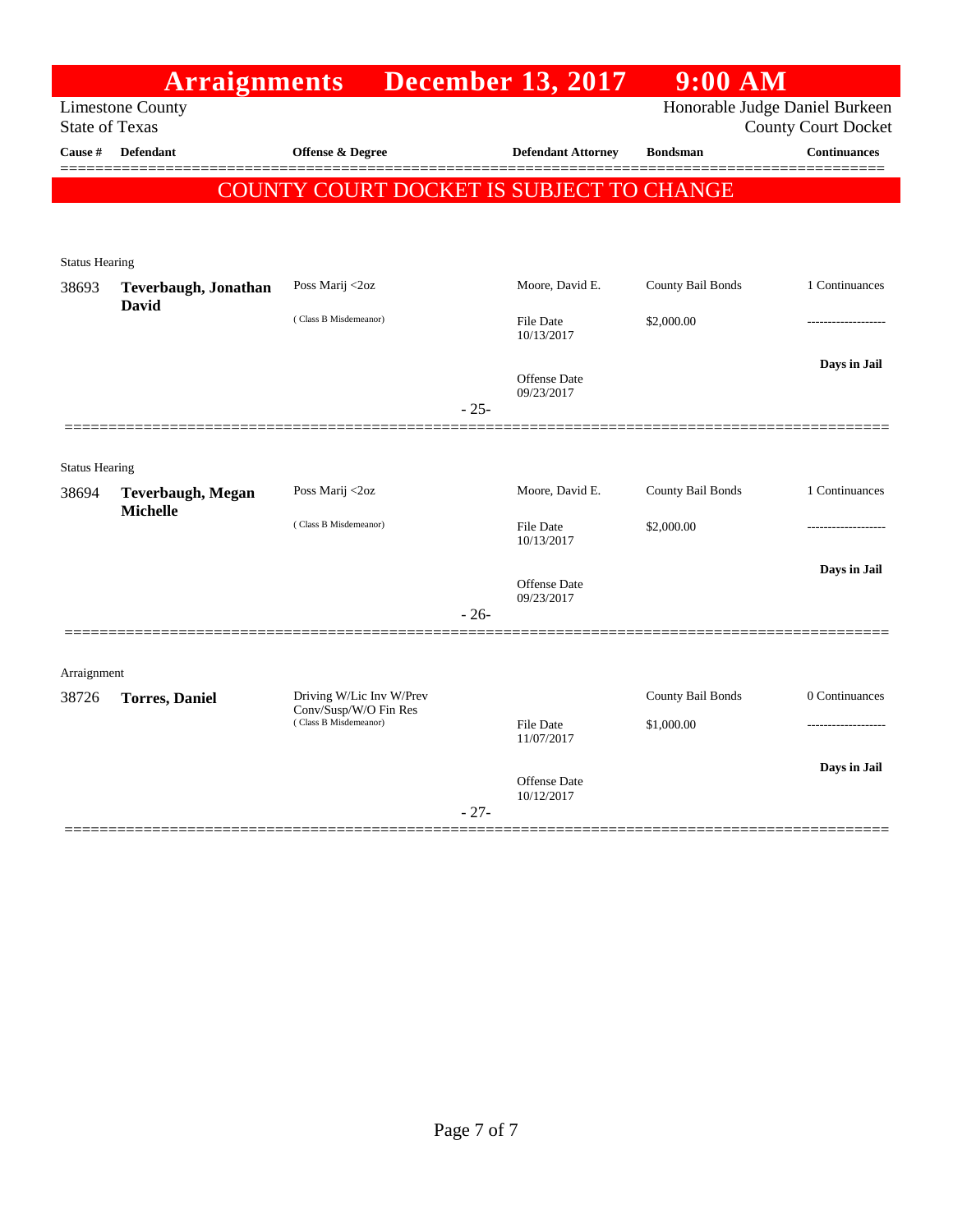# Arraignments December 13, 2017 9:00 AM

Limestone County
State of Texas

Honorable Judge Daniel Burkeen
County Court Docket

| Cause # | Defendant | Offense & Degree | Defendant Attorney | Bondsman | Continuances |
|---|---|---|---|---|---|

**COUNTY COURT DOCKET IS SUBJECT TO CHANGE**

Status Hearing

| Cause # | Defendant | Offense & Degree | Defendant Attorney | Bondsman | Continuances |
|---|---|---|---|---|---|
| 38693 | **Teverbaugh, Jonathan David** | Poss Marij <2oz<br>( Class B Misdemeanor) | Moore, David E.<br>File Date 10/13/2017<br>Offense Date 09/23/2017 | County Bail Bonds<br>$2,000.00 | 1 Continuances<br>-------------------<br>**Days in Jail** |

- 25-

Status Hearing

| Cause # | Defendant | Offense & Degree | Defendant Attorney | Bondsman | Continuances |
|---|---|---|---|---|---|
| 38694 | **Teverbaugh, Megan Michelle** | Poss Marij <2oz<br>( Class B Misdemeanor) | Moore, David E.<br>File Date 10/13/2017<br>Offense Date 09/23/2017 | County Bail Bonds<br>$2,000.00 | 1 Continuances<br>-------------------<br>**Days in Jail** |

- 26-

Arraignment

| Cause # | Defendant | Offense & Degree | Defendant Attorney | Bondsman | Continuances |
|---|---|---|---|---|---|
| 38726 | **Torres, Daniel** | Driving W/Lic Inv W/Prev Conv/Susp/W/O Fin Res<br>( Class B Misdemeanor) | File Date 11/07/2017<br>Offense Date 10/12/2017 | County Bail Bonds<br>$1,000.00 | 0 Continuances<br>-------------------<br>**Days in Jail** |

- 27-